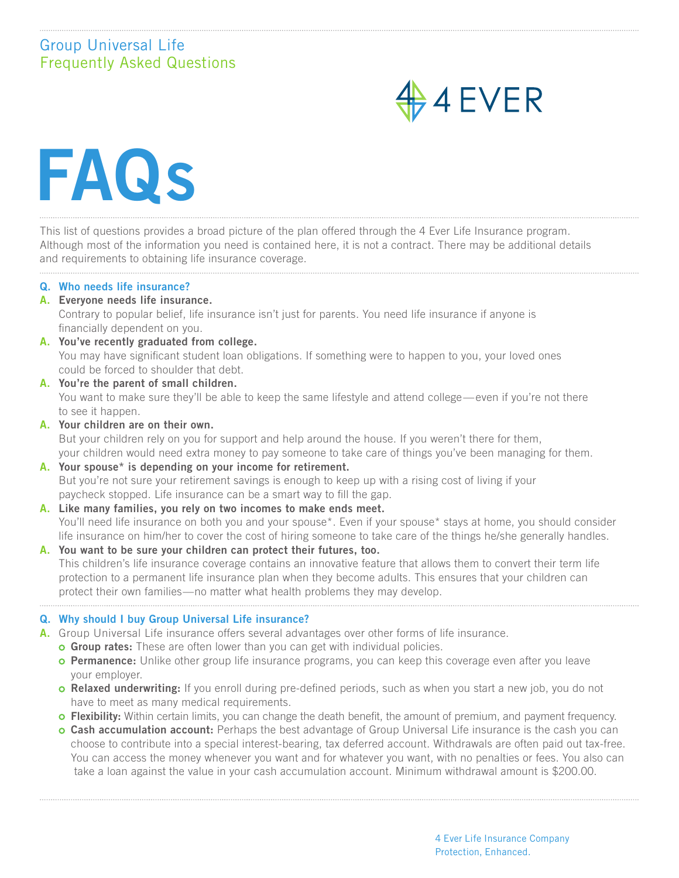Group Universal Life
Frequently Asked Questions

4 EVER

# FAQs

This list of questions provides a broad picture of the plan offered through the 4 Ever Life Insurance program. Although most of the information you need is contained here, it is not a contract. There may be additional details and requirements to obtaining life insurance coverage.

**Q. Who needs life insurance?**

**A. Everyone needs life insurance.**
Contrary to popular belief, life insurance isn't just for parents. You need life insurance if anyone is financially dependent on you.

**A. You've recently graduated from college.**
You may have significant student loan obligations. If something were to happen to you, your loved ones could be forced to shoulder that debt.

**A. You're the parent of small children.**
You want to make sure they'll be able to keep the same lifestyle and attend college—even if you're not there to see it happen.

**A. Your children are on their own.**
But your children rely on you for support and help around the house. If you weren't there for them, your children would need extra money to pay someone to take care of things you've been managing for them.

**A. Your spouse* is depending on your income for retirement.**
But you're not sure your retirement savings is enough to keep up with a rising cost of living if your paycheck stopped. Life insurance can be a smart way to fill the gap.

**A. Like many families, you rely on two incomes to make ends meet.**
You'll need life insurance on both you and your spouse*. Even if your spouse* stays at home, you should consider life insurance on him/her to cover the cost of hiring someone to take care of the things he/she generally handles.

**A. You want to be sure your children can protect their futures, too.**
This children's life insurance coverage contains an innovative feature that allows them to convert their term life protection to a permanent life insurance plan when they become adults. This ensures that your children can protect their own families—no matter what health problems they may develop.

**Q. Why should I buy Group Universal Life insurance?**

**A.** Group Universal Life insurance offers several advantages over other forms of life insurance.

- **Group rates:** These are often lower than you can get with individual policies.
- **Permanence:** Unlike other group life insurance programs, you can keep this coverage even after you leave your employer.
- **Relaxed underwriting:** If you enroll during pre-defined periods, such as when you start a new job, you do not have to meet as many medical requirements.
- **Flexibility:** Within certain limits, you can change the death benefit, the amount of premium, and payment frequency.
- **Cash accumulation account:** Perhaps the best advantage of Group Universal Life insurance is the cash you can choose to contribute into a special interest-bearing, tax deferred account. Withdrawals are often paid out tax-free. You can access the money whenever you want and for whatever you want, with no penalties or fees. You also can take a loan against the value in your cash accumulation account. Minimum withdrawal amount is $200.00.

4 Ever Life Insurance Company
Protection, Enhanced.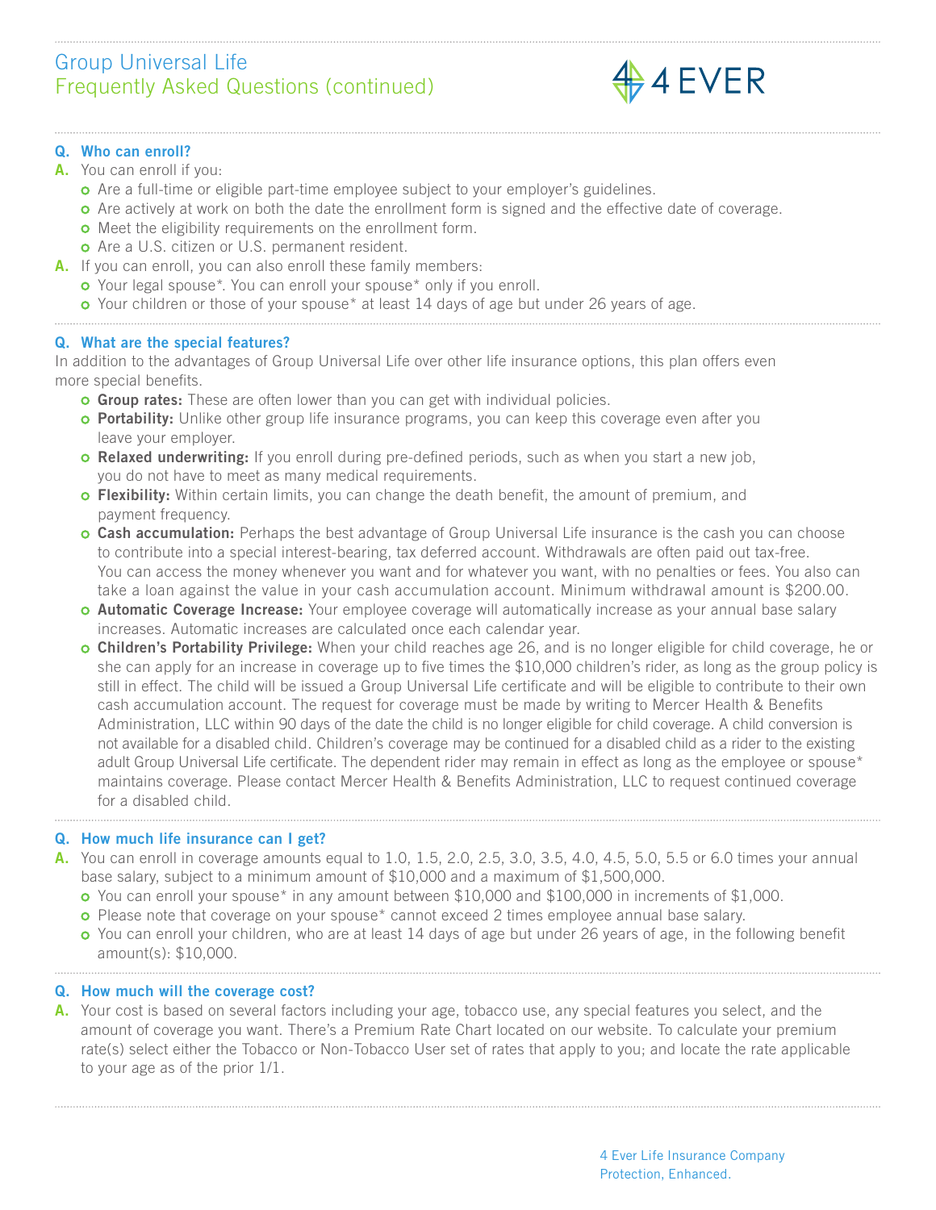# Group Universal Life
## Frequently Asked Questions (continued)

**Q. Who can enroll?**

**A.** You can enroll if you:

- Are a full-time or eligible part-time employee subject to your employer's guidelines.
- Are actively at work on both the date the enrollment form is signed and the effective date of coverage.
- Meet the eligibility requirements on the enrollment form.
- Are a U.S. citizen or U.S. permanent resident.

**A.** If you can enroll, you can also enroll these family members:

- Your legal spouse*. You can enroll your spouse* only if you enroll.
- Your children or those of your spouse* at least 14 days of age but under 26 years of age.

**Q. What are the special features?**

In addition to the advantages of Group Universal Life over other life insurance options, this plan offers even more special benefits.

- **Group rates:** These are often lower than you can get with individual policies.
- **Portability:** Unlike other group life insurance programs, you can keep this coverage even after you leave your employer.
- **Relaxed underwriting:** If you enroll during pre-defined periods, such as when you start a new job, you do not have to meet as many medical requirements.
- **Flexibility:** Within certain limits, you can change the death benefit, the amount of premium, and payment frequency.
- **Cash accumulation:** Perhaps the best advantage of Group Universal Life insurance is the cash you can choose to contribute into a special interest-bearing, tax deferred account. Withdrawals are often paid out tax-free. You can access the money whenever you want and for whatever you want, with no penalties or fees. You also can take a loan against the value in your cash accumulation account. Minimum withdrawal amount is $200.00.
- **Automatic Coverage Increase:** Your employee coverage will automatically increase as your annual base salary increases. Automatic increases are calculated once each calendar year.
- **Children's Portability Privilege:** When your child reaches age 26, and is no longer eligible for child coverage, he or she can apply for an increase in coverage up to five times the $10,000 children's rider, as long as the group policy is still in effect. The child will be issued a Group Universal Life certificate and will be eligible to contribute to their own cash accumulation account. The request for coverage must be made by writing to Mercer Health & Benefits Administration, LLC within 90 days of the date the child is no longer eligible for child coverage. A child conversion is not available for a disabled child. Children's coverage may be continued for a disabled child as a rider to the existing adult Group Universal Life certificate. The dependent rider may remain in effect as long as the employee or spouse* maintains coverage. Please contact Mercer Health & Benefits Administration, LLC to request continued coverage for a disabled child.

**Q. How much life insurance can I get?**

**A.** You can enroll in coverage amounts equal to 1.0, 1.5, 2.0, 2.5, 3.0, 3.5, 4.0, 4.5, 5.0, 5.5 or 6.0 times your annual base salary, subject to a minimum amount of $10,000 and a maximum of $1,500,000.

- You can enroll your spouse* in any amount between $10,000 and $100,000 in increments of $1,000.
- Please note that coverage on your spouse* cannot exceed 2 times employee annual base salary.
- You can enroll your children, who are at least 14 days of age but under 26 years of age, in the following benefit amount(s): $10,000.

**Q. How much will the coverage cost?**

**A.** Your cost is based on several factors including your age, tobacco use, any special features you select, and the amount of coverage you want. There's a Premium Rate Chart located on our website. To calculate your premium rate(s) select either the Tobacco or Non-Tobacco User set of rates that apply to you; and locate the rate applicable to your age as of the prior 1/1.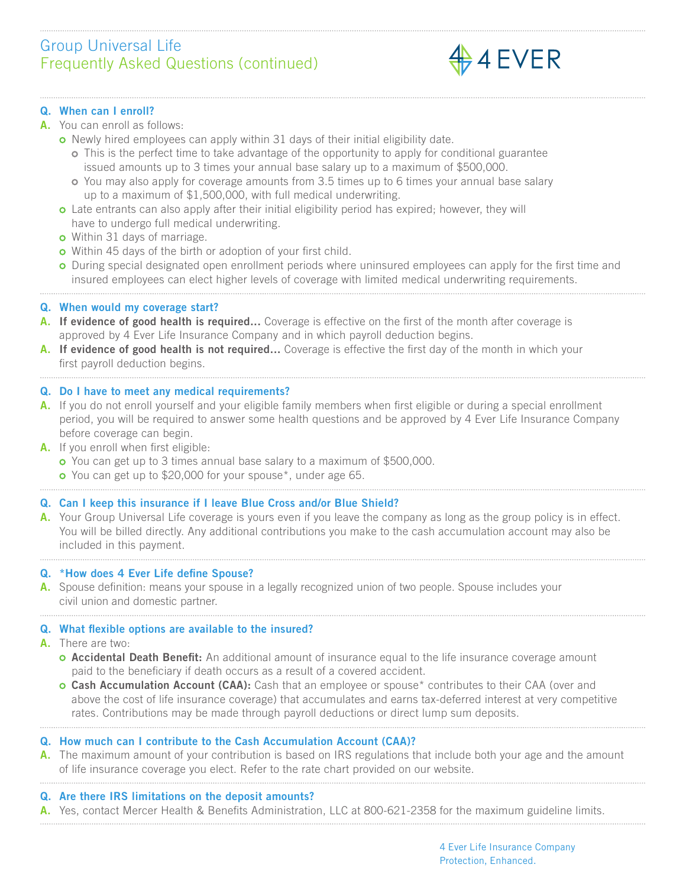# Group Universal Life
## Frequently Asked Questions (continued)

**Q. When can I enroll?**

**A.** You can enroll as follows:

- Newly hired employees can apply within 31 days of their initial eligibility date.
  - This is the perfect time to take advantage of the opportunity to apply for conditional guarantee issued amounts up to 3 times your annual base salary up to a maximum of $500,000.
  - You may also apply for coverage amounts from 3.5 times up to 6 times your annual base salary up to a maximum of $1,500,000, with full medical underwriting.
- Late entrants can also apply after their initial eligibility period has expired; however, they will have to undergo full medical underwriting.
- Within 31 days of marriage.
- Within 45 days of the birth or adoption of your first child.
- During special designated open enrollment periods where uninsured employees can apply for the first time and insured employees can elect higher levels of coverage with limited medical underwriting requirements.

**Q. When would my coverage start?**

**A.** **If evidence of good health is required...** Coverage is effective on the first of the month after coverage is approved by 4 Ever Life Insurance Company and in which payroll deduction begins.

**A.** **If evidence of good health is not required...** Coverage is effective the first day of the month in which your first payroll deduction begins.

**Q. Do I have to meet any medical requirements?**

**A.** If you do not enroll yourself and your eligible family members when first eligible or during a special enrollment period, you will be required to answer some health questions and be approved by 4 Ever Life Insurance Company before coverage can begin.

**A.** If you enroll when first eligible:

- You can get up to 3 times annual base salary to a maximum of $500,000.
- You can get up to $20,000 for your spouse*, under age 65.

**Q. Can I keep this insurance if I leave Blue Cross and/or Blue Shield?**

**A.** Your Group Universal Life coverage is yours even if you leave the company as long as the group policy is in effect. You will be billed directly. Any additional contributions you make to the cash accumulation account may also be included in this payment.

**Q. *How does 4 Ever Life define Spouse?**

**A.** Spouse definition: means your spouse in a legally recognized union of two people. Spouse includes your civil union and domestic partner.

**Q. What flexible options are available to the insured?**

**A.** There are two:

- **Accidental Death Benefit:** An additional amount of insurance equal to the life insurance coverage amount paid to the beneficiary if death occurs as a result of a covered accident.
- **Cash Accumulation Account (CAA):** Cash that an employee or spouse* contributes to their CAA (over and above the cost of life insurance coverage) that accumulates and earns tax-deferred interest at very competitive rates. Contributions may be made through payroll deductions or direct lump sum deposits.

**Q. How much can I contribute to the Cash Accumulation Account (CAA)?**

**A.** The maximum amount of your contribution is based on IRS regulations that include both your age and the amount of life insurance coverage you elect. Refer to the rate chart provided on our website.

**Q. Are there IRS limitations on the deposit amounts?**

**A.** Yes, contact Mercer Health & Benefits Administration, LLC at 800-621-2358 for the maximum guideline limits.

4 Ever Life Insurance Company
Protection, Enhanced.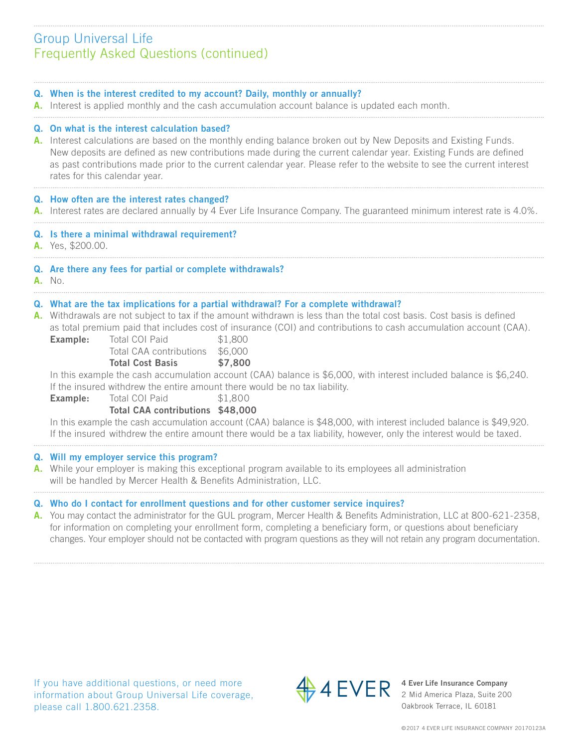# Group Universal Life
## Frequently Asked Questions (continued)

**Q. When is the interest credited to my account? Daily, monthly or annually?**

**A.** Interest is applied monthly and the cash accumulation account balance is updated each month.

**Q. On what is the interest calculation based?**

**A.** Interest calculations are based on the monthly ending balance broken out by New Deposits and Existing Funds. New deposits are defined as new contributions made during the current calendar year. Existing Funds are defined as past contributions made prior to the current calendar year. Please refer to the website to see the current interest rates for this calendar year.

**Q. How often are the interest rates changed?**

**A.** Interest rates are declared annually by 4 Ever Life Insurance Company. The guaranteed minimum interest rate is 4.0%.

**Q. Is there a minimal withdrawal requirement?**

**A.** Yes, $200.00.

**Q. Are there any fees for partial or complete withdrawals?**

**A.** No.

**Q. What are the tax implications for a partial withdrawal? For a complete withdrawal?**

**A.** Withdrawals are not subject to tax if the amount withdrawn is less than the total cost basis. Cost basis is defined as total premium paid that includes cost of insurance (COI) and contributions to cash accumulation account (CAA).

| | | |
|---|---|---|
| **Example:** | Total COI Paid | $1,800 |
| | Total CAA contributions | $6,000 |
| | **Total Cost Basis** | **$7,800** |

In this example the cash accumulation account (CAA) balance is $6,000, with interest included balance is $6,240. If the insured withdrew the entire amount there would be no tax liability.

| | | |
|---|---|---|
| **Example:** | Total COI Paid | $1,800 |
| | **Total CAA contributions** | **$48,000** |

In this example the cash accumulation account (CAA) balance is $48,000, with interest included balance is $49,920. If the insured withdrew the entire amount there would be a tax liability, however, only the interest would be taxed.

**Q. Will my employer service this program?**

**A.** While your employer is making this exceptional program available to its employees all administration will be handled by Mercer Health & Benefits Administration, LLC.

**Q. Who do I contact for enrollment questions and for other customer service inquires?**

**A.** You may contact the administrator for the GUL program, Mercer Health & Benefits Administration, LLC at 800-621-2358, for information on completing your enrollment form, completing a beneficiary form, or questions about beneficiary changes. Your employer should not be contacted with program questions as they will not retain any program documentation.

If you have additional questions, or need more information about Group Universal Life coverage, please call 1.800.621.2358.

4 EVER

**4 Ever Life Insurance Company**
2 Mid America Plaza, Suite 200
Oakbrook Terrace, IL 60181

©2017 4 EVER LIFE INSURANCE COMPANY 20170123A